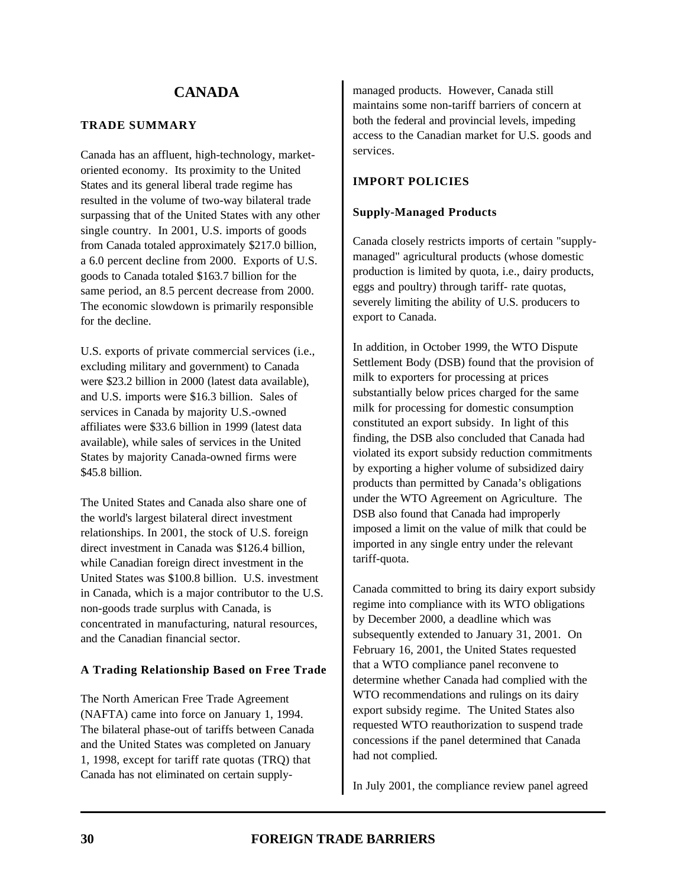# CANADA

## TRADE SUMMARY

Canada has an affluent, high-technology, market-oriented economy. Its proximity to the United States and its general liberal trade regime has resulted in the volume of two-way bilateral trade surpassing that of the United States with any other single country. In 2001, U.S. imports of goods from Canada totaled approximately $217.0 billion, a 6.0 percent decline from 2000. Exports of U.S. goods to Canada totaled $163.7 billion for the same period, an 8.5 percent decrease from 2000. The economic slowdown is primarily responsible for the decline.

U.S. exports of private commercial services (i.e., excluding military and government) to Canada were $23.2 billion in 2000 (latest data available), and U.S. imports were $16.3 billion. Sales of services in Canada by majority U.S.-owned affiliates were $33.6 billion in 1999 (latest data available), while sales of services in the United States by majority Canada-owned firms were $45.8 billion.

The United States and Canada also share one of the world's largest bilateral direct investment relationships. In 2001, the stock of U.S. foreign direct investment in Canada was $126.4 billion, while Canadian foreign direct investment in the United States was $100.8 billion. U.S. investment in Canada, which is a major contributor to the U.S. non-goods trade surplus with Canada, is concentrated in manufacturing, natural resources, and the Canadian financial sector.

### A Trading Relationship Based on Free Trade

The North American Free Trade Agreement (NAFTA) came into force on January 1, 1994. The bilateral phase-out of tariffs between Canada and the United States was completed on January 1, 1998, except for tariff rate quotas (TRQ) that Canada has not eliminated on certain supply-managed products. However, Canada still maintains some non-tariff barriers of concern at both the federal and provincial levels, impeding access to the Canadian market for U.S. goods and services.

## IMPORT POLICIES

### Supply-Managed Products

Canada closely restricts imports of certain "supply-managed" agricultural products (whose domestic production is limited by quota, i.e., dairy products, eggs and poultry) through tariff- rate quotas, severely limiting the ability of U.S. producers to export to Canada.

In addition, in October 1999, the WTO Dispute Settlement Body (DSB) found that the provision of milk to exporters for processing at prices substantially below prices charged for the same milk for processing for domestic consumption constituted an export subsidy. In light of this finding, the DSB also concluded that Canada had violated its export subsidy reduction commitments by exporting a higher volume of subsidized dairy products than permitted by Canada's obligations under the WTO Agreement on Agriculture. The DSB also found that Canada had improperly imposed a limit on the value of milk that could be imported in any single entry under the relevant tariff-quota.

Canada committed to bring its dairy export subsidy regime into compliance with its WTO obligations by December 2000, a deadline which was subsequently extended to January 31, 2001. On February 16, 2001, the United States requested that a WTO compliance panel reconvene to determine whether Canada had complied with the WTO recommendations and rulings on its dairy export subsidy regime. The United States also requested WTO reauthorization to suspend trade concessions if the panel determined that Canada had not complied.

In July 2001, the compliance review panel agreed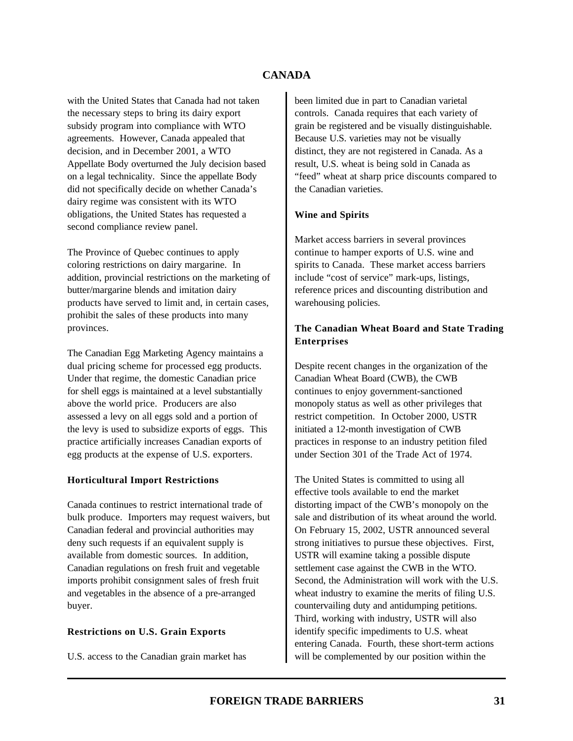with the United States that Canada had not taken the necessary steps to bring its dairy export subsidy program into compliance with WTO agreements. However, Canada appealed that decision, and in December 2001, a WTO Appellate Body overturned the July decision based on a legal technicality. Since the appellate Body did not specifically decide on whether Canada's dairy regime was consistent with its WTO obligations, the United States has requested a second compliance review panel.

The Province of Quebec continues to apply coloring restrictions on dairy margarine. In addition, provincial restrictions on the marketing of butter/margarine blends and imitation dairy products have served to limit and, in certain cases, prohibit the sales of these products into many provinces.

The Canadian Egg Marketing Agency maintains a dual pricing scheme for processed egg products. Under that regime, the domestic Canadian price for shell eggs is maintained at a level substantially above the world price. Producers are also assessed a levy on all eggs sold and a portion of the levy is used to subsidize exports of eggs. This practice artificially increases Canadian exports of egg products at the expense of U.S. exporters.

### Horticultural Import Restrictions

Canada continues to restrict international trade of bulk produce. Importers may request waivers, but Canadian federal and provincial authorities may deny such requests if an equivalent supply is available from domestic sources. In addition, Canadian regulations on fresh fruit and vegetable imports prohibit consignment sales of fresh fruit and vegetables in the absence of a pre-arranged buyer.

### Restrictions on U.S. Grain Exports

U.S. access to the Canadian grain market has been limited due in part to Canadian varietal controls. Canada requires that each variety of grain be registered and be visually distinguishable. Because U.S. varieties may not be visually distinct, they are not registered in Canada. As a result, U.S. wheat is being sold in Canada as "feed" wheat at sharp price discounts compared to the Canadian varieties.

### Wine and Spirits

Market access barriers in several provinces continue to hamper exports of U.S. wine and spirits to Canada. These market access barriers include "cost of service" mark-ups, listings, reference prices and discounting distribution and warehousing policies.

### The Canadian Wheat Board and State Trading Enterprises

Despite recent changes in the organization of the Canadian Wheat Board (CWB), the CWB continues to enjoy government-sanctioned monopoly status as well as other privileges that restrict competition. In October 2000, USTR initiated a 12-month investigation of CWB practices in response to an industry petition filed under Section 301 of the Trade Act of 1974.

The United States is committed to using all effective tools available to end the market distorting impact of the CWB's monopoly on the sale and distribution of its wheat around the world. On February 15, 2002, USTR announced several strong initiatives to pursue these objectives. First, USTR will examine taking a possible dispute settlement case against the CWB in the WTO. Second, the Administration will work with the U.S. wheat industry to examine the merits of filing U.S. countervailing duty and antidumping petitions. Third, working with industry, USTR will also identify specific impediments to U.S. wheat entering Canada. Fourth, these short-term actions will be complemented by our position within the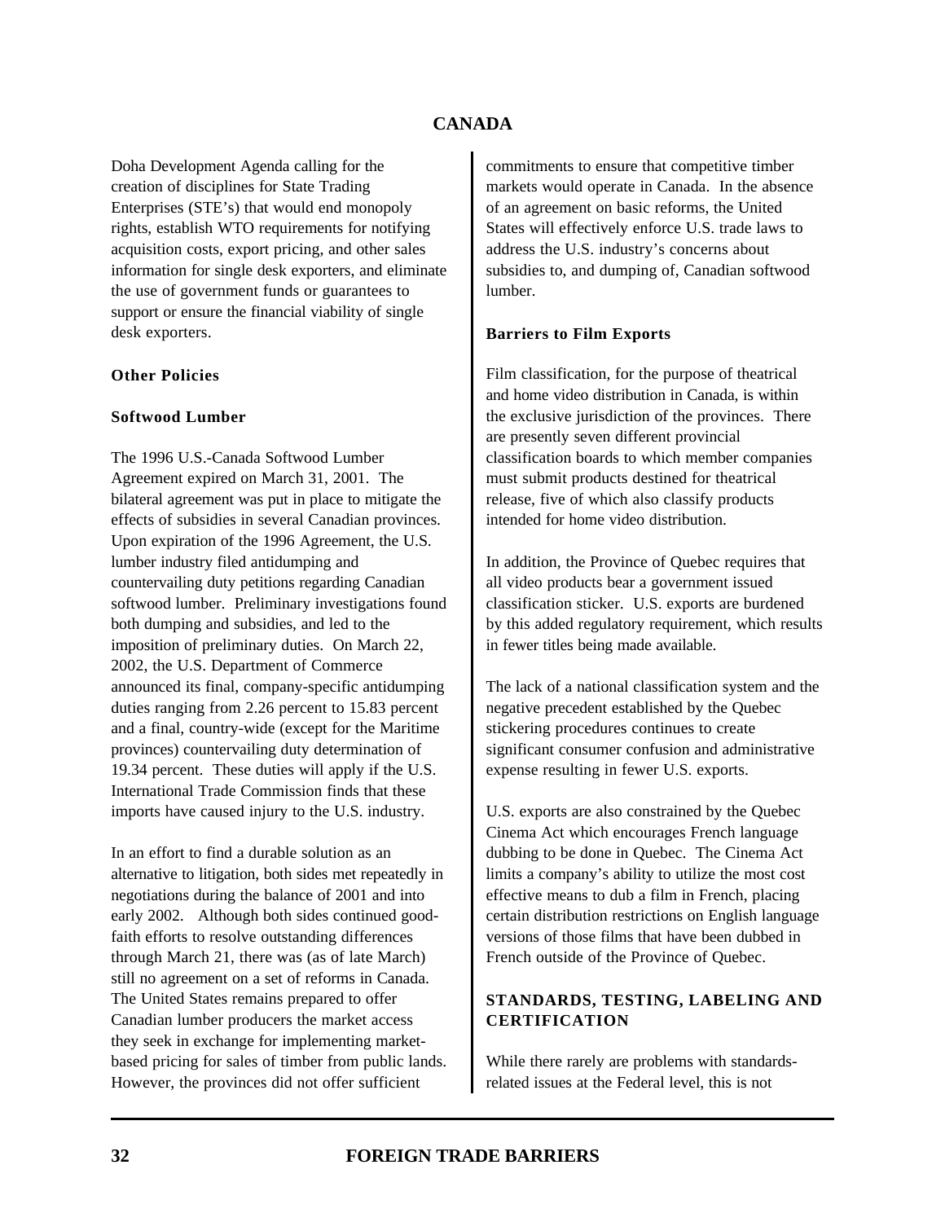Doha Development Agenda calling for the creation of disciplines for State Trading Enterprises (STE's) that would end monopoly rights, establish WTO requirements for notifying acquisition costs, export pricing, and other sales information for single desk exporters, and eliminate the use of government funds or guarantees to support or ensure the financial viability of single desk exporters.

### Other Policies

### Softwood Lumber

The 1996 U.S.-Canada Softwood Lumber Agreement expired on March 31, 2001. The bilateral agreement was put in place to mitigate the effects of subsidies in several Canadian provinces. Upon expiration of the 1996 Agreement, the U.S. lumber industry filed antidumping and countervailing duty petitions regarding Canadian softwood lumber. Preliminary investigations found both dumping and subsidies, and led to the imposition of preliminary duties. On March 22, 2002, the U.S. Department of Commerce announced its final, company-specific antidumping duties ranging from 2.26 percent to 15.83 percent and a final, country-wide (except for the Maritime provinces) countervailing duty determination of 19.34 percent. These duties will apply if the U.S. International Trade Commission finds that these imports have caused injury to the U.S. industry.

In an effort to find a durable solution as an alternative to litigation, both sides met repeatedly in negotiations during the balance of 2001 and into early 2002. Although both sides continued good-faith efforts to resolve outstanding differences through March 21, there was (as of late March) still no agreement on a set of reforms in Canada. The United States remains prepared to offer Canadian lumber producers the market access they seek in exchange for implementing market-based pricing for sales of timber from public lands. However, the provinces did not offer sufficient commitments to ensure that competitive timber markets would operate in Canada. In the absence of an agreement on basic reforms, the United States will effectively enforce U.S. trade laws to address the U.S. industry's concerns about subsidies to, and dumping of, Canadian softwood lumber.

### Barriers to Film Exports

Film classification, for the purpose of theatrical and home video distribution in Canada, is within the exclusive jurisdiction of the provinces. There are presently seven different provincial classification boards to which member companies must submit products destined for theatrical release, five of which also classify products intended for home video distribution.

In addition, the Province of Quebec requires that all video products bear a government issued classification sticker. U.S. exports are burdened by this added regulatory requirement, which results in fewer titles being made available.

The lack of a national classification system and the negative precedent established by the Quebec stickering procedures continues to create significant consumer confusion and administrative expense resulting in fewer U.S. exports.

U.S. exports are also constrained by the Quebec Cinema Act which encourages French language dubbing to be done in Quebec. The Cinema Act limits a company's ability to utilize the most cost effective means to dub a film in French, placing certain distribution restrictions on English language versions of those films that have been dubbed in French outside of the Province of Quebec.

## STANDARDS, TESTING, LABELING AND CERTIFICATION

While there rarely are problems with standards-related issues at the Federal level, this is not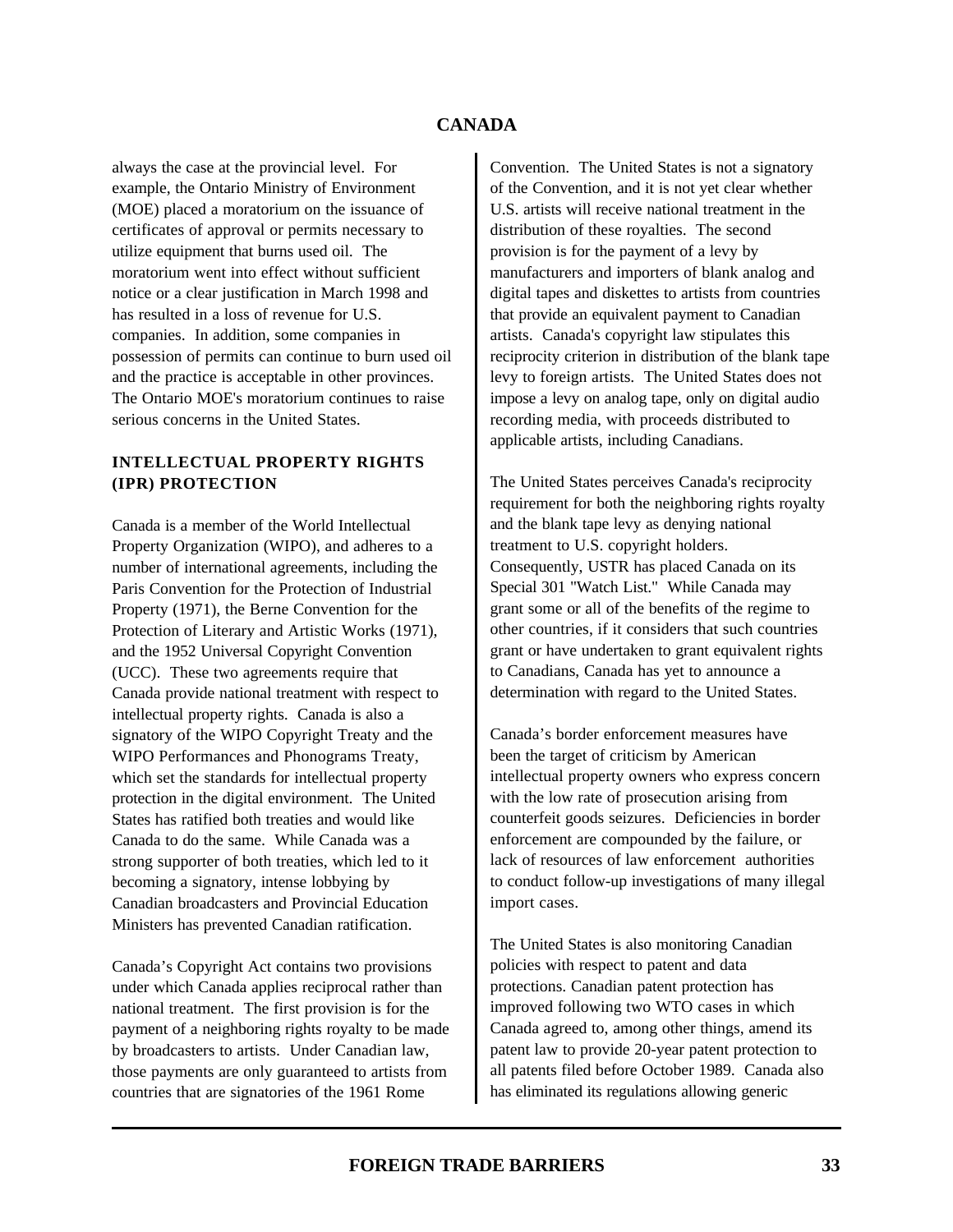always the case at the provincial level. For example, the Ontario Ministry of Environment (MOE) placed a moratorium on the issuance of certificates of approval or permits necessary to utilize equipment that burns used oil. The moratorium went into effect without sufficient notice or a clear justification in March 1998 and has resulted in a loss of revenue for U.S. companies. In addition, some companies in possession of permits can continue to burn used oil and the practice is acceptable in other provinces. The Ontario MOE's moratorium continues to raise serious concerns in the United States.

## INTELLECTUAL PROPERTY RIGHTS (IPR) PROTECTION

Canada is a member of the World Intellectual Property Organization (WIPO), and adheres to a number of international agreements, including the Paris Convention for the Protection of Industrial Property (1971), the Berne Convention for the Protection of Literary and Artistic Works (1971), and the 1952 Universal Copyright Convention (UCC). These two agreements require that Canada provide national treatment with respect to intellectual property rights. Canada is also a signatory of the WIPO Copyright Treaty and the WIPO Performances and Phonograms Treaty, which set the standards for intellectual property protection in the digital environment. The United States has ratified both treaties and would like Canada to do the same. While Canada was a strong supporter of both treaties, which led to it becoming a signatory, intense lobbying by Canadian broadcasters and Provincial Education Ministers has prevented Canadian ratification.

Canada's Copyright Act contains two provisions under which Canada applies reciprocal rather than national treatment. The first provision is for the payment of a neighboring rights royalty to be made by broadcasters to artists. Under Canadian law, those payments are only guaranteed to artists from countries that are signatories of the 1961 Rome Convention. The United States is not a signatory of the Convention, and it is not yet clear whether U.S. artists will receive national treatment in the distribution of these royalties. The second provision is for the payment of a levy by manufacturers and importers of blank analog and digital tapes and diskettes to artists from countries that provide an equivalent payment to Canadian artists. Canada's copyright law stipulates this reciprocity criterion in distribution of the blank tape levy to foreign artists. The United States does not impose a levy on analog tape, only on digital audio recording media, with proceeds distributed to applicable artists, including Canadians.

The United States perceives Canada's reciprocity requirement for both the neighboring rights royalty and the blank tape levy as denying national treatment to U.S. copyright holders. Consequently, USTR has placed Canada on its Special 301 "Watch List." While Canada may grant some or all of the benefits of the regime to other countries, if it considers that such countries grant or have undertaken to grant equivalent rights to Canadians, Canada has yet to announce a determination with regard to the United States.

Canada's border enforcement measures have been the target of criticism by American intellectual property owners who express concern with the low rate of prosecution arising from counterfeit goods seizures. Deficiencies in border enforcement are compounded by the failure, or lack of resources of law enforcement authorities to conduct follow-up investigations of many illegal import cases.

The United States is also monitoring Canadian policies with respect to patent and data protections. Canadian patent protection has improved following two WTO cases in which Canada agreed to, among other things, amend its patent law to provide 20-year patent protection to all patents filed before October 1989. Canada also has eliminated its regulations allowing generic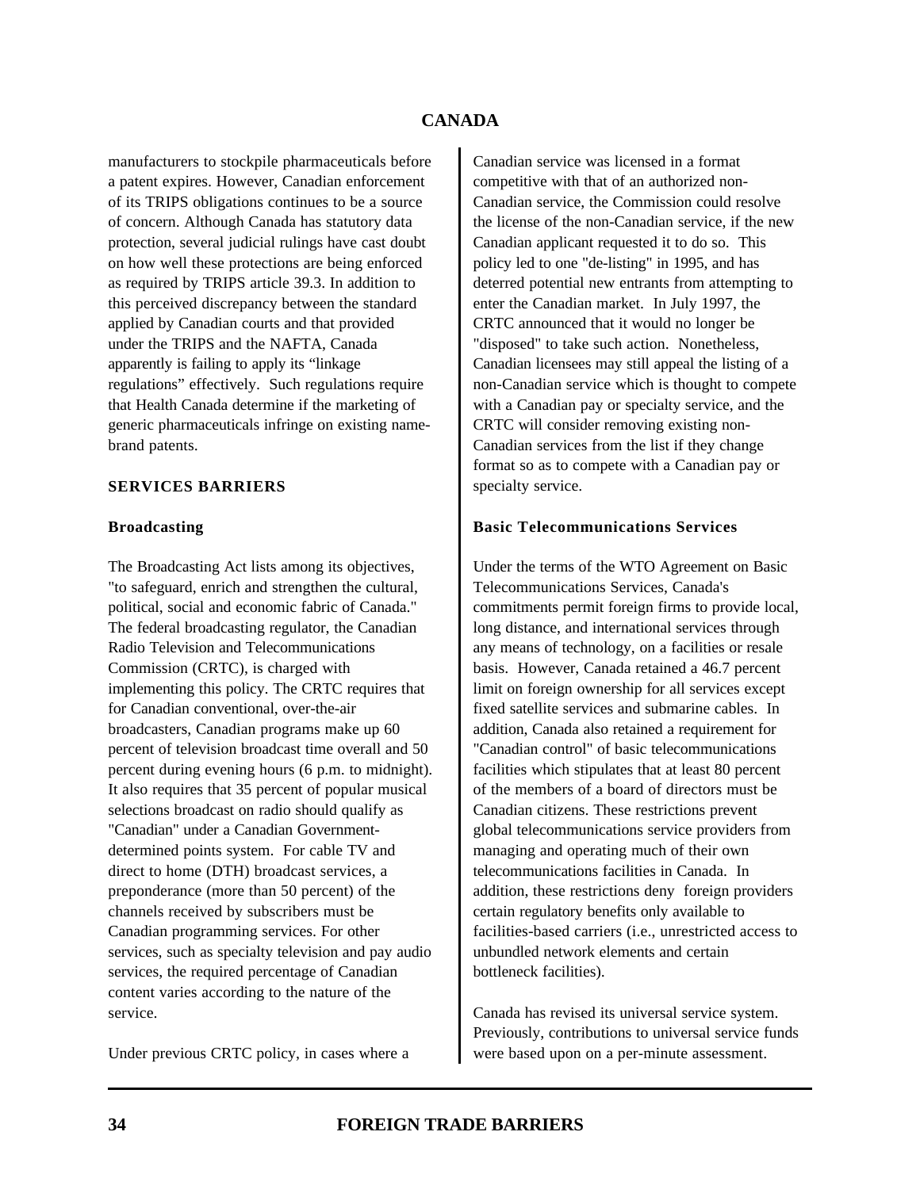manufacturers to stockpile pharmaceuticals before a patent expires. However, Canadian enforcement of its TRIPS obligations continues to be a source of concern. Although Canada has statutory data protection, several judicial rulings have cast doubt on how well these protections are being enforced as required by TRIPS article 39.3. In addition to this perceived discrepancy between the standard applied by Canadian courts and that provided under the TRIPS and the NAFTA, Canada apparently is failing to apply its “linkage regulations” effectively. Such regulations require that Health Canada determine if the marketing of generic pharmaceuticals infringe on existing name-brand patents.

## SERVICES BARRIERS

### Broadcasting

The Broadcasting Act lists among its objectives, "to safeguard, enrich and strengthen the cultural, political, social and economic fabric of Canada." The federal broadcasting regulator, the Canadian Radio Television and Telecommunications Commission (CRTC), is charged with implementing this policy. The CRTC requires that for Canadian conventional, over-the-air broadcasters, Canadian programs make up 60 percent of television broadcast time overall and 50 percent during evening hours (6 p.m. to midnight). It also requires that 35 percent of popular musical selections broadcast on radio should qualify as "Canadian" under a Canadian Government-determined points system. For cable TV and direct to home (DTH) broadcast services, a preponderance (more than 50 percent) of the channels received by subscribers must be Canadian programming services. For other services, such as specialty television and pay audio services, the required percentage of Canadian content varies according to the nature of the service.

Under previous CRTC policy, in cases where a Canadian service was licensed in a format competitive with that of an authorized non-Canadian service, the Commission could resolve the license of the non-Canadian service, if the new Canadian applicant requested it to do so. This policy led to one "de-listing" in 1995, and has deterred potential new entrants from attempting to enter the Canadian market. In July 1997, the CRTC announced that it would no longer be "disposed" to take such action. Nonetheless, Canadian licensees may still appeal the listing of a non-Canadian service which is thought to compete with a Canadian pay or specialty service, and the CRTC will consider removing existing non-Canadian services from the list if they change format so as to compete with a Canadian pay or specialty service.

### Basic Telecommunications Services

Under the terms of the WTO Agreement on Basic Telecommunications Services, Canada's commitments permit foreign firms to provide local, long distance, and international services through any means of technology, on a facilities or resale basis. However, Canada retained a 46.7 percent limit on foreign ownership for all services except fixed satellite services and submarine cables. In addition, Canada also retained a requirement for "Canadian control" of basic telecommunications facilities which stipulates that at least 80 percent of the members of a board of directors must be Canadian citizens. These restrictions prevent global telecommunications service providers from managing and operating much of their own telecommunications facilities in Canada. In addition, these restrictions deny foreign providers certain regulatory benefits only available to facilities-based carriers (i.e., unrestricted access to unbundled network elements and certain bottleneck facilities).

Canada has revised its universal service system. Previously, contributions to universal service funds were based upon on a per-minute assessment.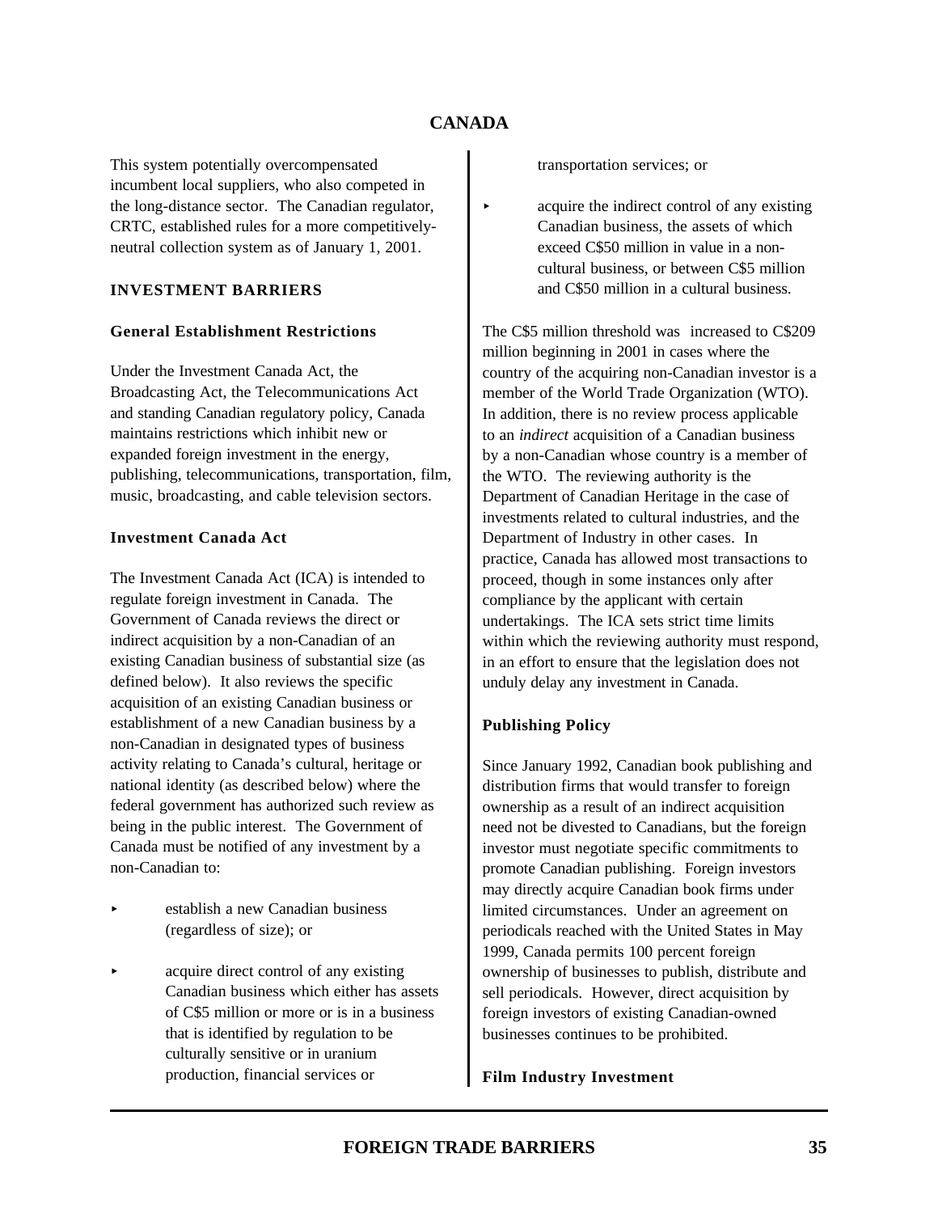This system potentially overcompensated incumbent local suppliers, who also competed in the long-distance sector. The Canadian regulator, CRTC, established rules for a more competitively-neutral collection system as of January 1, 2001.

## INVESTMENT BARRIERS

### General Establishment Restrictions

Under the Investment Canada Act, the Broadcasting Act, the Telecommunications Act and standing Canadian regulatory policy, Canada maintains restrictions which inhibit new or expanded foreign investment in the energy, publishing, telecommunications, transportation, film, music, broadcasting, and cable television sectors.

### Investment Canada Act

The Investment Canada Act (ICA) is intended to regulate foreign investment in Canada. The Government of Canada reviews the direct or indirect acquisition by a non-Canadian of an existing Canadian business of substantial size (as defined below). It also reviews the specific acquisition of an existing Canadian business or establishment of a new Canadian business by a non-Canadian in designated types of business activity relating to Canada's cultural, heritage or national identity (as described below) where the federal government has authorized such review as being in the public interest. The Government of Canada must be notified of any investment by a non-Canadian to:

- establish a new Canadian business (regardless of size); or
- acquire direct control of any existing Canadian business which either has assets of C$5 million or more or is in a business that is identified by regulation to be culturally sensitive or in uranium production, financial services or transportation services; or
- acquire the indirect control of any existing Canadian business, the assets of which exceed C$50 million in value in a non-cultural business, or between C$5 million and C$50 million in a cultural business.

The C$5 million threshold was increased to C$209 million beginning in 2001 in cases where the country of the acquiring non-Canadian investor is a member of the World Trade Organization (WTO). In addition, there is no review process applicable to an *indirect* acquisition of a Canadian business by a non-Canadian whose country is a member of the WTO. The reviewing authority is the Department of Canadian Heritage in the case of investments related to cultural industries, and the Department of Industry in other cases. In practice, Canada has allowed most transactions to proceed, though in some instances only after compliance by the applicant with certain undertakings. The ICA sets strict time limits within which the reviewing authority must respond, in an effort to ensure that the legislation does not unduly delay any investment in Canada.

### Publishing Policy

Since January 1992, Canadian book publishing and distribution firms that would transfer to foreign ownership as a result of an indirect acquisition need not be divested to Canadians, but the foreign investor must negotiate specific commitments to promote Canadian publishing. Foreign investors may directly acquire Canadian book firms under limited circumstances. Under an agreement on periodicals reached with the United States in May 1999, Canada permits 100 percent foreign ownership of businesses to publish, distribute and sell periodicals. However, direct acquisition by foreign investors of existing Canadian-owned businesses continues to be prohibited.

### Film Industry Investment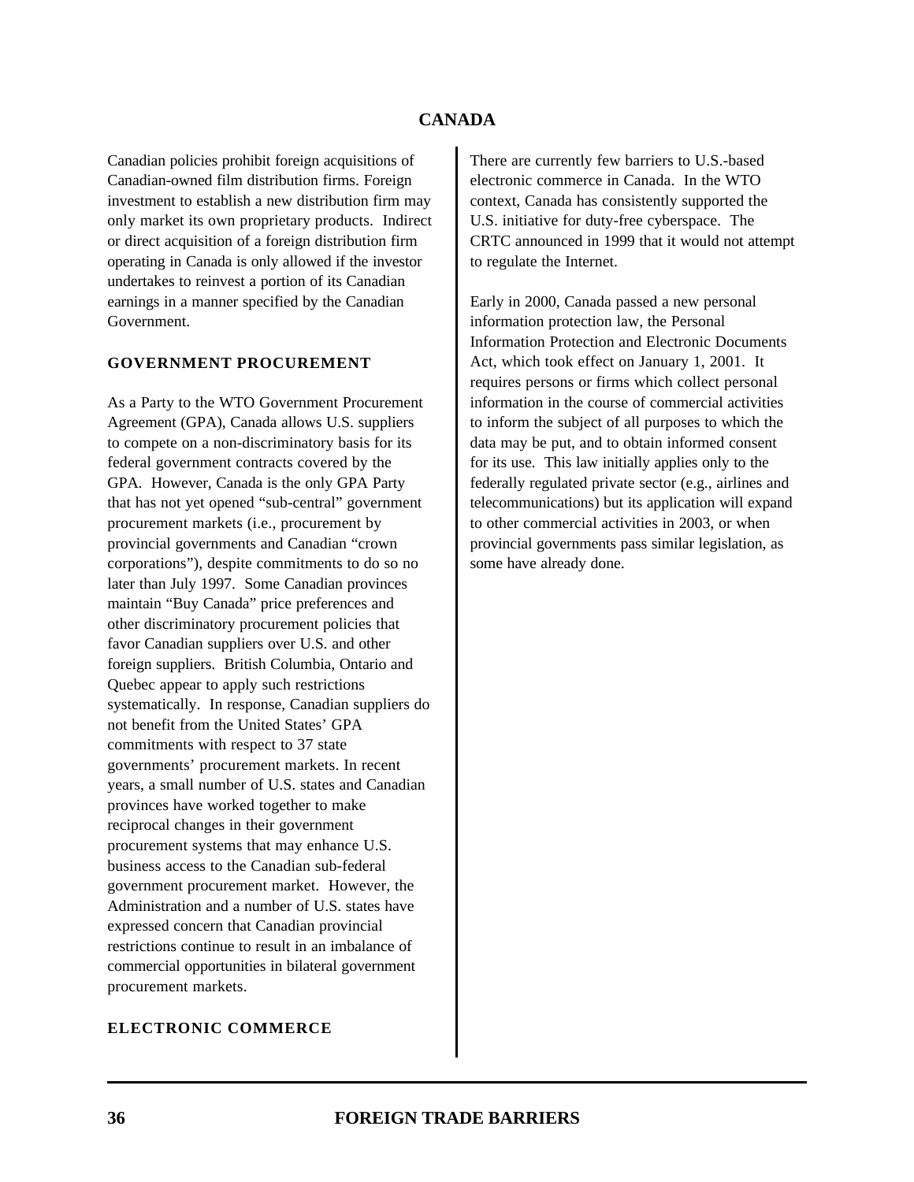Canadian policies prohibit foreign acquisitions of Canadian-owned film distribution firms. Foreign investment to establish a new distribution firm may only market its own proprietary products. Indirect or direct acquisition of a foreign distribution firm operating in Canada is only allowed if the investor undertakes to reinvest a portion of its Canadian earnings in a manner specified by the Canadian Government.

## GOVERNMENT PROCUREMENT

As a Party to the WTO Government Procurement Agreement (GPA), Canada allows U.S. suppliers to compete on a non-discriminatory basis for its federal government contracts covered by the GPA. However, Canada is the only GPA Party that has not yet opened "sub-central" government procurement markets (i.e., procurement by provincial governments and Canadian "crown corporations"), despite commitments to do so no later than July 1997. Some Canadian provinces maintain "Buy Canada" price preferences and other discriminatory procurement policies that favor Canadian suppliers over U.S. and other foreign suppliers. British Columbia, Ontario and Quebec appear to apply such restrictions systematically. In response, Canadian suppliers do not benefit from the United States' GPA commitments with respect to 37 state governments' procurement markets. In recent years, a small number of U.S. states and Canadian provinces have worked together to make reciprocal changes in their government procurement systems that may enhance U.S. business access to the Canadian sub-federal government procurement market. However, the Administration and a number of U.S. states have expressed concern that Canadian provincial restrictions continue to result in an imbalance of commercial opportunities in bilateral government procurement markets.

## ELECTRONIC COMMERCE

There are currently few barriers to U.S.-based electronic commerce in Canada. In the WTO context, Canada has consistently supported the U.S. initiative for duty-free cyberspace. The CRTC announced in 1999 that it would not attempt to regulate the Internet.

Early in 2000, Canada passed a new personal information protection law, the Personal Information Protection and Electronic Documents Act, which took effect on January 1, 2001. It requires persons or firms which collect personal information in the course of commercial activities to inform the subject of all purposes to which the data may be put, and to obtain informed consent for its use. This law initially applies only to the federally regulated private sector (e.g., airlines and telecommunications) but its application will expand to other commercial activities in 2003, or when provincial governments pass similar legislation, as some have already done.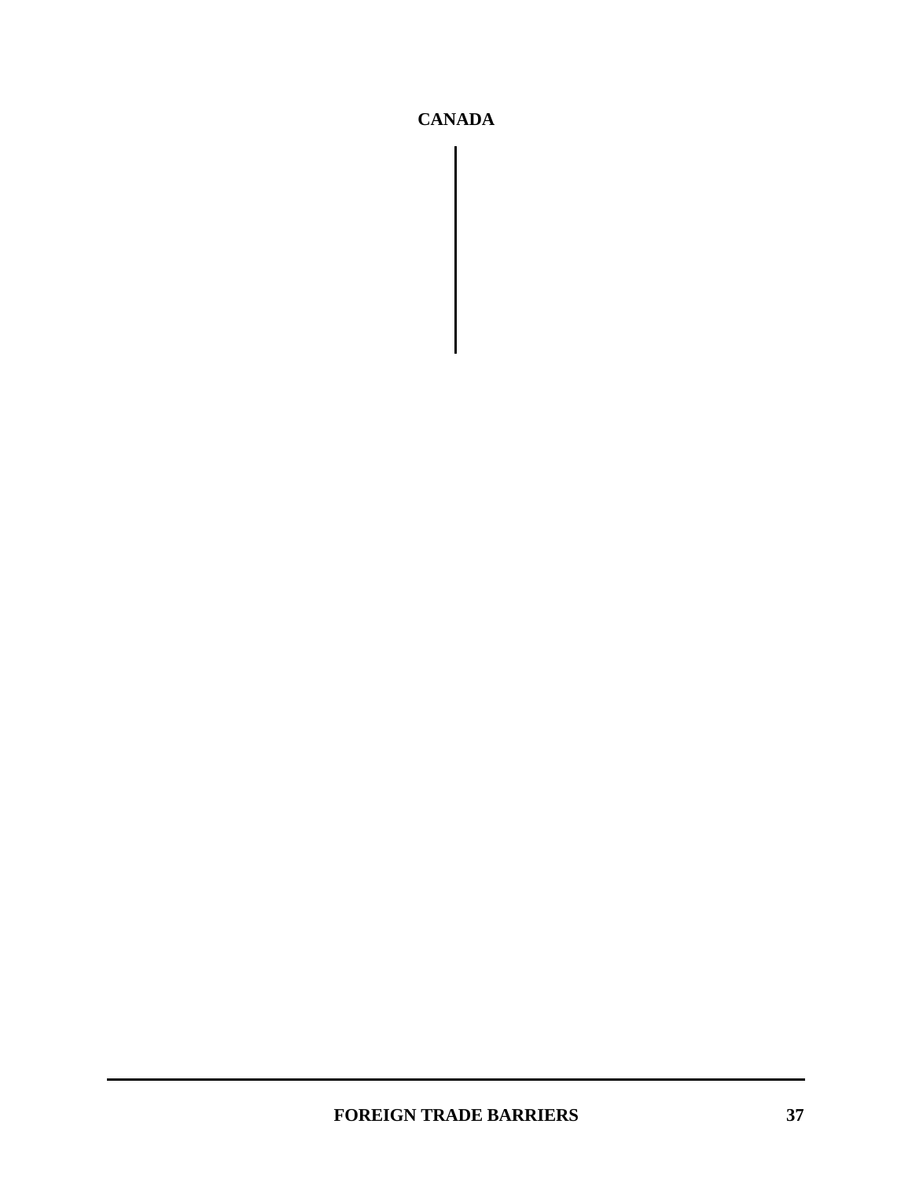# CANADA